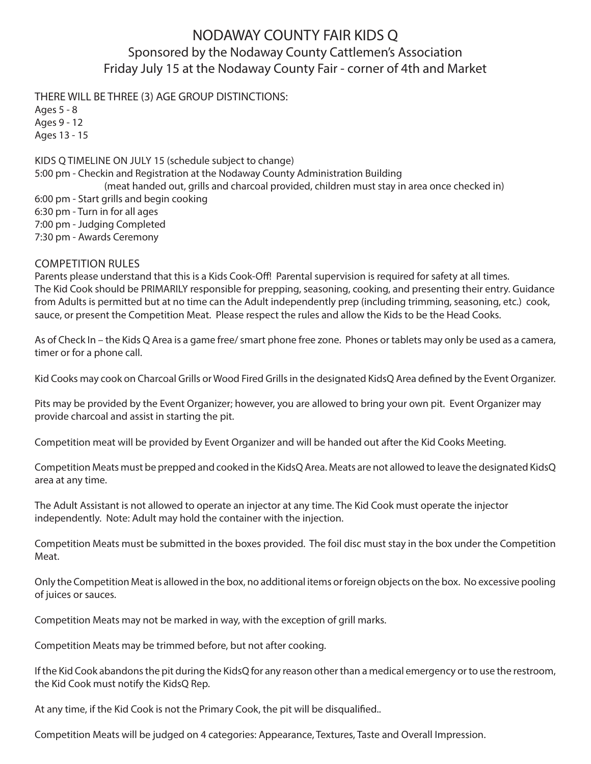# NODAWAY COUNTY FAIR KIDS Q

## Sponsored by the Nodaway County Cattlemen's Association

## Friday July 15 at the Nodaway County Fair - corner of 4th and Market

THERE WILL BE THREE (3) AGE GROUP DISTINCTIONS:

Ages 5 - 8
Ages 9 - 12
Ages 13 - 15

KIDS Q TIMELINE ON JULY 15 (schedule subject to change)

5:00 pm - Checkin and Registration at the Nodaway County Administration Building
(meat handed out, grills and charcoal provided, children must stay in area once checked in)
6:00 pm - Start grills and begin cooking
6:30 pm - Turn in for all ages
7:00 pm - Judging Completed
7:30 pm - Awards Ceremony

COMPETITION RULES

Parents please understand that this is a Kids Cook-Off! Parental supervision is required for safety at all times. The Kid Cook should be PRIMARILY responsible for prepping, seasoning, cooking, and presenting their entry. Guidance from Adults is permitted but at no time can the Adult independently prep (including trimming, seasoning, etc.) cook, sauce, or present the Competition Meat. Please respect the rules and allow the Kids to be the Head Cooks.

As of Check In – the Kids Q Area is a game free/ smart phone free zone. Phones or tablets may only be used as a camera, timer or for a phone call.

Kid Cooks may cook on Charcoal Grills or Wood Fired Grills in the designated KidsQ Area defined by the Event Organizer.

Pits may be provided by the Event Organizer; however, you are allowed to bring your own pit. Event Organizer may provide charcoal and assist in starting the pit.

Competition meat will be provided by Event Organizer and will be handed out after the Kid Cooks Meeting.

Competition Meats must be prepped and cooked in the KidsQ Area. Meats are not allowed to leave the designated KidsQ area at any time.

The Adult Assistant is not allowed to operate an injector at any time. The Kid Cook must operate the injector independently. Note: Adult may hold the container with the injection.

Competition Meats must be submitted in the boxes provided. The foil disc must stay in the box under the Competition Meat.

Only the Competition Meat is allowed in the box, no additional items or foreign objects on the box. No excessive pooling of juices or sauces.

Competition Meats may not be marked in way, with the exception of grill marks.

Competition Meats may be trimmed before, but not after cooking.

If the Kid Cook abandons the pit during the KidsQ for any reason other than a medical emergency or to use the restroom, the Kid Cook must notify the KidsQ Rep.

At any time, if the Kid Cook is not the Primary Cook, the pit will be disqualified..

Competition Meats will be judged on 4 categories: Appearance, Textures, Taste and Overall Impression.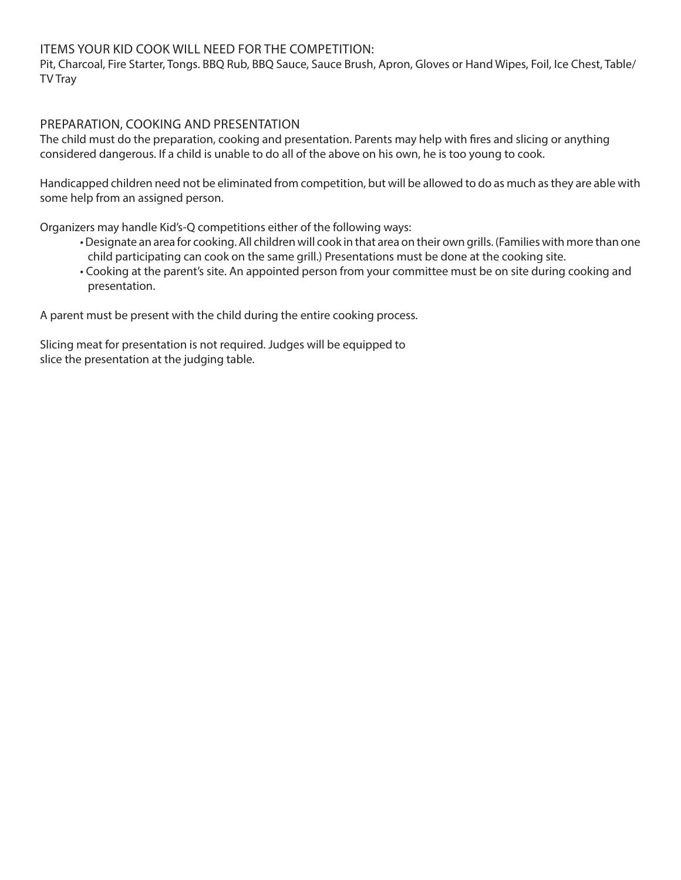## ITEMS YOUR KID COOK WILL NEED FOR THE COMPETITION:

Pit, Charcoal, Fire Starter, Tongs. BBQ Rub, BBQ Sauce, Sauce Brush, Apron, Gloves or Hand Wipes, Foil, Ice Chest, Table/TV Tray

## PREPARATION, COOKING AND PRESENTATION

The child must do the preparation, cooking and presentation. Parents may help with fires and slicing or anything considered dangerous. If a child is unable to do all of the above on his own, he is too young to cook.

Handicapped children need not be eliminated from competition, but will be allowed to do as much as they are able with some help from an assigned person.

Organizers may handle Kid's-Q competitions either of the following ways:

- Designate an area for cooking. All children will cook in that area on their own grills. (Families with more than one child participating can cook on the same grill.) Presentations must be done at the cooking site.
- Cooking at the parent's site. An appointed person from your committee must be on site during cooking and presentation.

A parent must be present with the child during the entire cooking process.

Slicing meat for presentation is not required. Judges will be equipped to slice the presentation at the judging table.